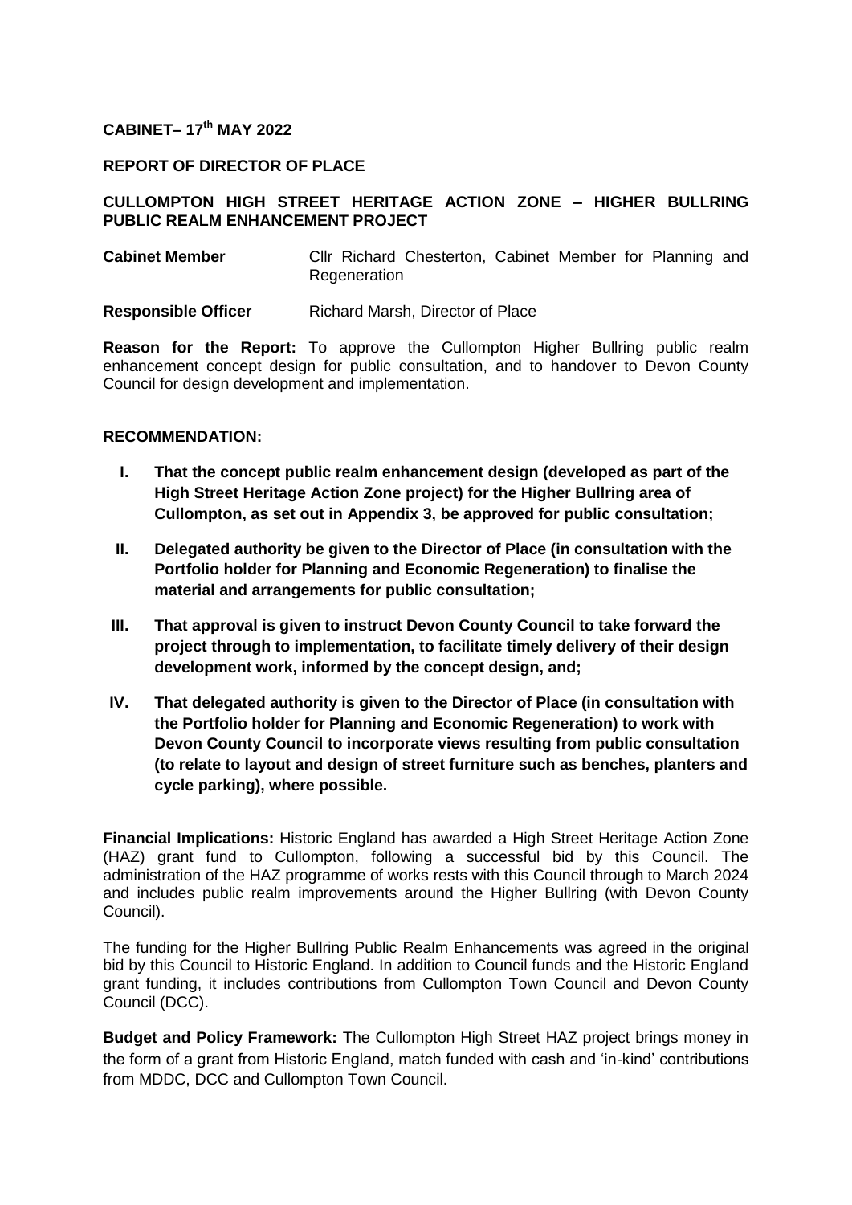**CABINET– 17th MAY 2022**

**REPORT OF DIRECTOR OF PLACE**

**CULLOMPTON HIGH STREET HERITAGE ACTION ZONE – HIGHER BULLRING PUBLIC REALM ENHANCEMENT PROJECT**

**Cabinet Member** Cllr Richard Chesterton, Cabinet Member for Planning and Regeneration

**Responsible Officer** Richard Marsh, Director of Place

**Reason for the Report:** To approve the Cullompton Higher Bullring public realm enhancement concept design for public consultation, and to handover to Devon County Council for design development and implementation.

**RECOMMENDATION:**

- **I. That the concept public realm enhancement design (developed as part of the High Street Heritage Action Zone project) for the Higher Bullring area of Cullompton, as set out in Appendix 3, be approved for public consultation;**
- **II. Delegated authority be given to the Director of Place (in consultation with the Portfolio holder for Planning and Economic Regeneration) to finalise the material and arrangements for public consultation;**
- **III. That approval is given to instruct Devon County Council to take forward the project through to implementation, to facilitate timely delivery of their design development work, informed by the concept design, and;**
- **IV. That delegated authority is given to the Director of Place (in consultation with the Portfolio holder for Planning and Economic Regeneration) to work with Devon County Council to incorporate views resulting from public consultation (to relate to layout and design of street furniture such as benches, planters and cycle parking), where possible.**

**Financial Implications:** Historic England has awarded a High Street Heritage Action Zone (HAZ) grant fund to Cullompton, following a successful bid by this Council. The administration of the HAZ programme of works rests with this Council through to March 2024 and includes public realm improvements around the Higher Bullring (with Devon County Council).

The funding for the Higher Bullring Public Realm Enhancements was agreed in the original bid by this Council to Historic England. In addition to Council funds and the Historic England grant funding, it includes contributions from Cullompton Town Council and Devon County Council (DCC).

**Budget and Policy Framework:** The Cullompton High Street HAZ project brings money in the form of a grant from Historic England, match funded with cash and 'in-kind' contributions from MDDC, DCC and Cullompton Town Council.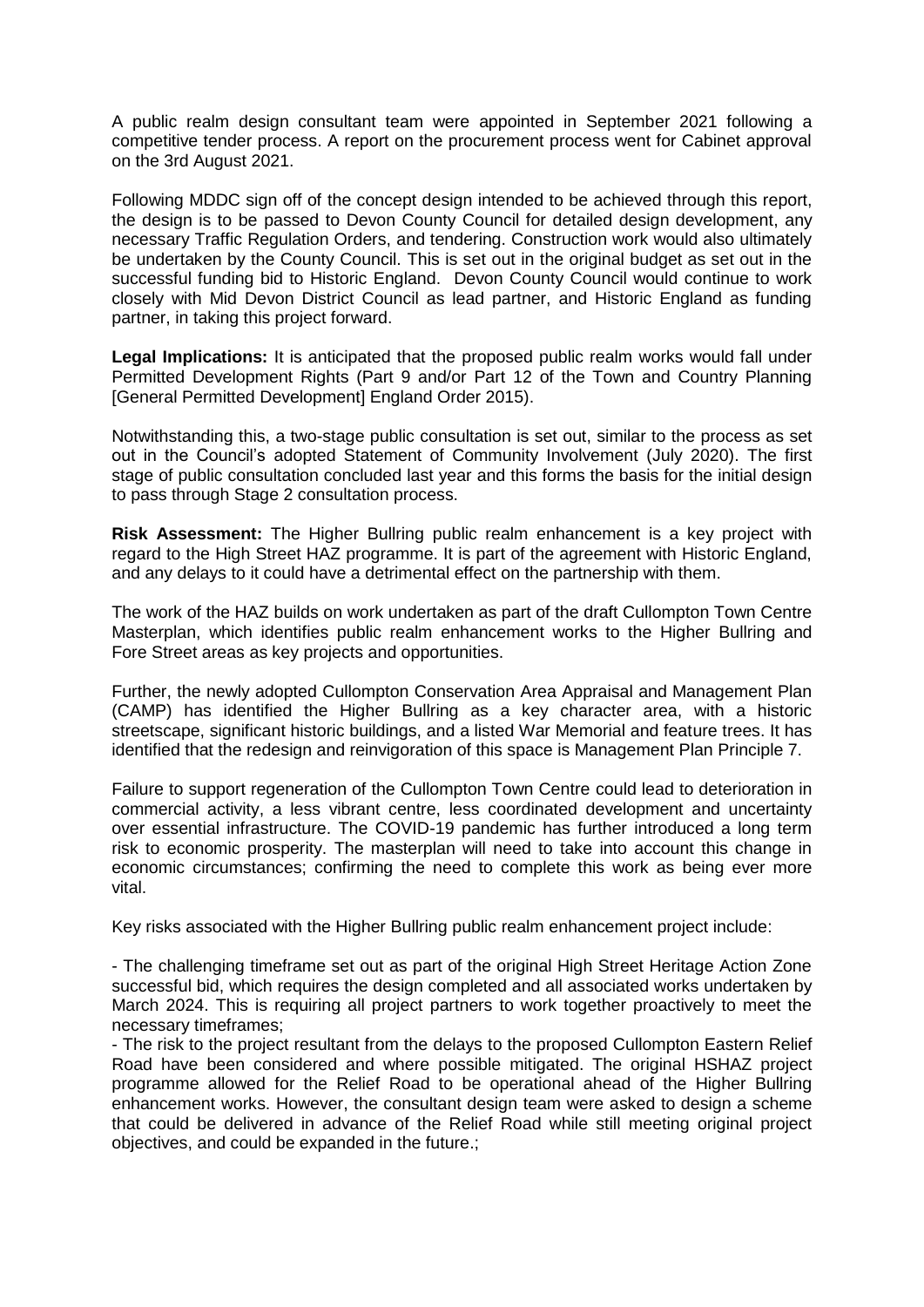A public realm design consultant team were appointed in September 2021 following a competitive tender process. A report on the procurement process went for Cabinet approval on the 3rd August 2021.

Following MDDC sign off of the concept design intended to be achieved through this report, the design is to be passed to Devon County Council for detailed design development, any necessary Traffic Regulation Orders, and tendering. Construction work would also ultimately be undertaken by the County Council. This is set out in the original budget as set out in the successful funding bid to Historic England. Devon County Council would continue to work closely with Mid Devon District Council as lead partner, and Historic England as funding partner, in taking this project forward.

**Legal Implications:** It is anticipated that the proposed public realm works would fall under Permitted Development Rights (Part 9 and/or Part 12 of the Town and Country Planning [General Permitted Development] England Order 2015).

Notwithstanding this, a two-stage public consultation is set out, similar to the process as set out in the Council's adopted Statement of Community Involvement (July 2020). The first stage of public consultation concluded last year and this forms the basis for the initial design to pass through Stage 2 consultation process.

**Risk Assessment:** The Higher Bullring public realm enhancement is a key project with regard to the High Street HAZ programme. It is part of the agreement with Historic England, and any delays to it could have a detrimental effect on the partnership with them.

The work of the HAZ builds on work undertaken as part of the draft Cullompton Town Centre Masterplan, which identifies public realm enhancement works to the Higher Bullring and Fore Street areas as key projects and opportunities.

Further, the newly adopted Cullompton Conservation Area Appraisal and Management Plan (CAMP) has identified the Higher Bullring as a key character area, with a historic streetscape, significant historic buildings, and a listed War Memorial and feature trees. It has identified that the redesign and reinvigoration of this space is Management Plan Principle 7.

Failure to support regeneration of the Cullompton Town Centre could lead to deterioration in commercial activity, a less vibrant centre, less coordinated development and uncertainty over essential infrastructure. The COVID-19 pandemic has further introduced a long term risk to economic prosperity. The masterplan will need to take into account this change in economic circumstances; confirming the need to complete this work as being ever more vital.

Key risks associated with the Higher Bullring public realm enhancement project include:

- The challenging timeframe set out as part of the original High Street Heritage Action Zone successful bid, which requires the design completed and all associated works undertaken by March 2024. This is requiring all project partners to work together proactively to meet the necessary timeframes;
- The risk to the project resultant from the delays to the proposed Cullompton Eastern Relief Road have been considered and where possible mitigated. The original HSHAZ project programme allowed for the Relief Road to be operational ahead of the Higher Bullring enhancement works. However, the consultant design team were asked to design a scheme that could be delivered in advance of the Relief Road while still meeting original project objectives, and could be expanded in the future.;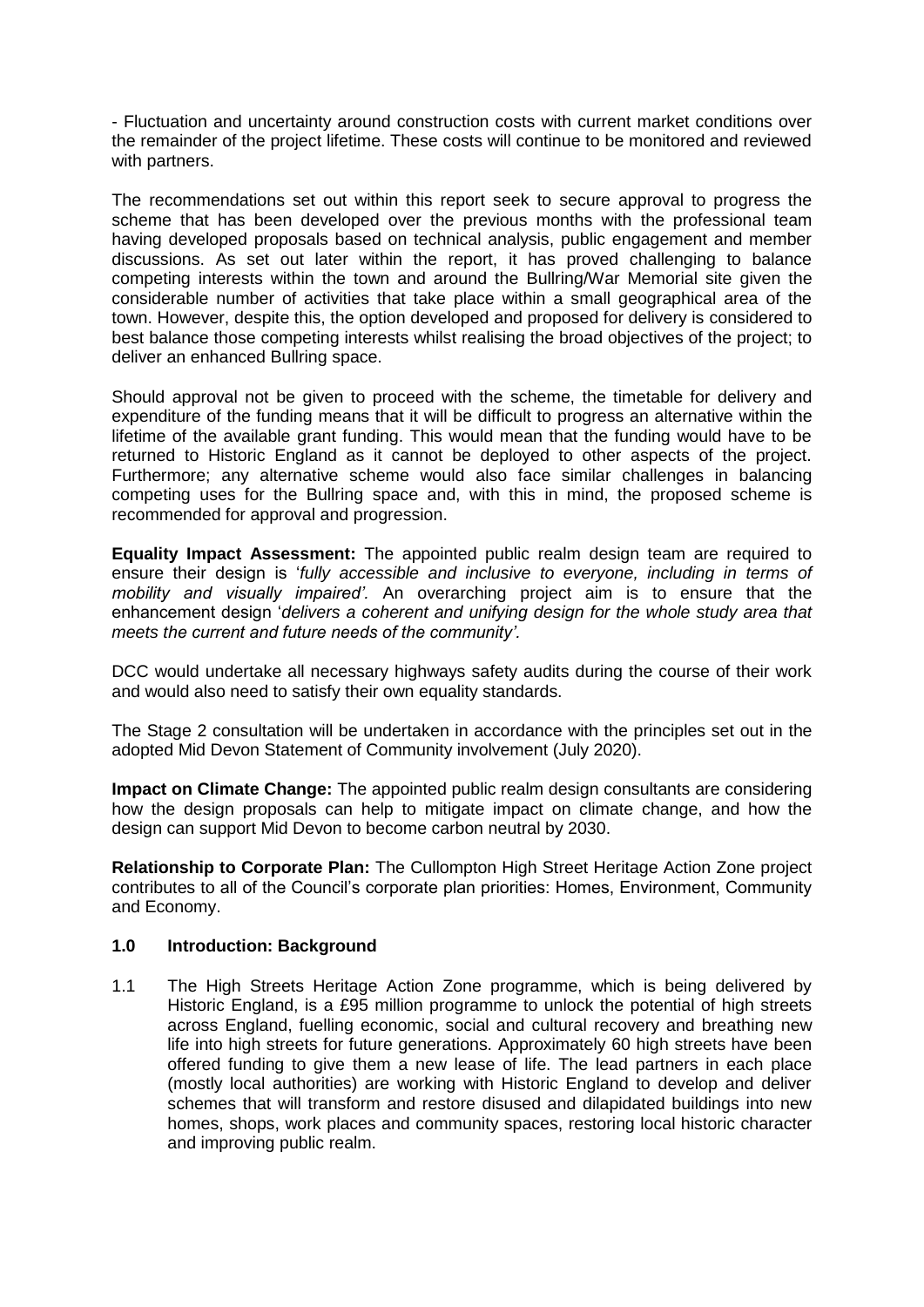- Fluctuation and uncertainty around construction costs with current market conditions over the remainder of the project lifetime. These costs will continue to be monitored and reviewed with partners.

The recommendations set out within this report seek to secure approval to progress the scheme that has been developed over the previous months with the professional team having developed proposals based on technical analysis, public engagement and member discussions. As set out later within the report, it has proved challenging to balance competing interests within the town and around the Bullring/War Memorial site given the considerable number of activities that take place within a small geographical area of the town. However, despite this, the option developed and proposed for delivery is considered to best balance those competing interests whilst realising the broad objectives of the project; to deliver an enhanced Bullring space.

Should approval not be given to proceed with the scheme, the timetable for delivery and expenditure of the funding means that it will be difficult to progress an alternative within the lifetime of the available grant funding. This would mean that the funding would have to be returned to Historic England as it cannot be deployed to other aspects of the project. Furthermore; any alternative scheme would also face similar challenges in balancing competing uses for the Bullring space and, with this in mind, the proposed scheme is recommended for approval and progression.

**Equality Impact Assessment:** The appointed public realm design team are required to ensure their design is '*fully accessible and inclusive to everyone, including in terms of mobility and visually impaired'.* An overarching project aim is to ensure that the enhancement design '*delivers a coherent and unifying design for the whole study area that meets the current and future needs of the community'.*

DCC would undertake all necessary highways safety audits during the course of their work and would also need to satisfy their own equality standards.

The Stage 2 consultation will be undertaken in accordance with the principles set out in the adopted Mid Devon Statement of Community involvement (July 2020).

**Impact on Climate Change:** The appointed public realm design consultants are considering how the design proposals can help to mitigate impact on climate change, and how the design can support Mid Devon to become carbon neutral by 2030.

**Relationship to Corporate Plan:** The Cullompton High Street Heritage Action Zone project contributes to all of the Council's corporate plan priorities: Homes, Environment, Community and Economy.

## 1.0 Introduction: Background

1.1 The High Streets Heritage Action Zone programme, which is being delivered by Historic England, is a £95 million programme to unlock the potential of high streets across England, fuelling economic, social and cultural recovery and breathing new life into high streets for future generations. Approximately 60 high streets have been offered funding to give them a new lease of life. The lead partners in each place (mostly local authorities) are working with Historic England to develop and deliver schemes that will transform and restore disused and dilapidated buildings into new homes, shops, work places and community spaces, restoring local historic character and improving public realm.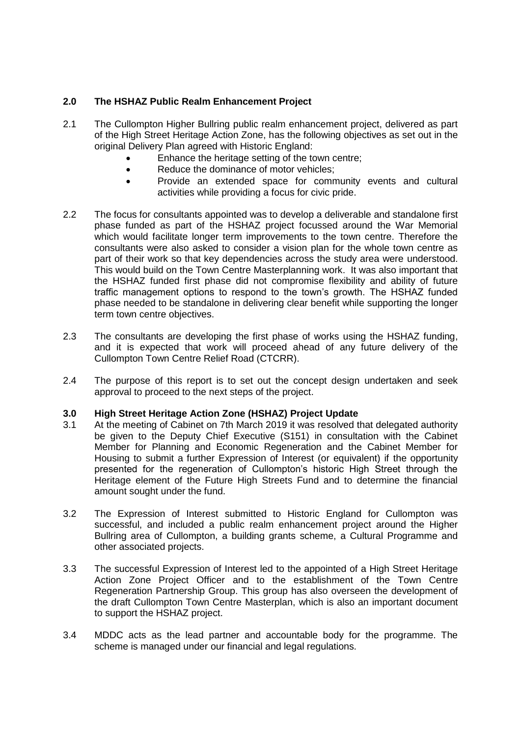## 2.0 The HSHAZ Public Realm Enhancement Project

2.1 The Cullompton Higher Bullring public realm enhancement project, delivered as part of the High Street Heritage Action Zone, has the following objectives as set out in the original Delivery Plan agreed with Historic England:

- Enhance the heritage setting of the town centre;
- Reduce the dominance of motor vehicles;
- Provide an extended space for community events and cultural activities while providing a focus for civic pride.

2.2 The focus for consultants appointed was to develop a deliverable and standalone first phase funded as part of the HSHAZ project focussed around the War Memorial which would facilitate longer term improvements to the town centre. Therefore the consultants were also asked to consider a vision plan for the whole town centre as part of their work so that key dependencies across the study area were understood. This would build on the Town Centre Masterplanning work. It was also important that the HSHAZ funded first phase did not compromise flexibility and ability of future traffic management options to respond to the town's growth. The HSHAZ funded phase needed to be standalone in delivering clear benefit while supporting the longer term town centre objectives.

2.3 The consultants are developing the first phase of works using the HSHAZ funding, and it is expected that work will proceed ahead of any future delivery of the Cullompton Town Centre Relief Road (CTCRR).

2.4 The purpose of this report is to set out the concept design undertaken and seek approval to proceed to the next steps of the project.

## 3.0 High Street Heritage Action Zone (HSHAZ) Project Update

3.1 At the meeting of Cabinet on 7th March 2019 it was resolved that delegated authority be given to the Deputy Chief Executive (S151) in consultation with the Cabinet Member for Planning and Economic Regeneration and the Cabinet Member for Housing to submit a further Expression of Interest (or equivalent) if the opportunity presented for the regeneration of Cullompton's historic High Street through the Heritage element of the Future High Streets Fund and to determine the financial amount sought under the fund.

3.2 The Expression of Interest submitted to Historic England for Cullompton was successful, and included a public realm enhancement project around the Higher Bullring area of Cullompton, a building grants scheme, a Cultural Programme and other associated projects.

3.3 The successful Expression of Interest led to the appointed of a High Street Heritage Action Zone Project Officer and to the establishment of the Town Centre Regeneration Partnership Group. This group has also overseen the development of the draft Cullompton Town Centre Masterplan, which is also an important document to support the HSHAZ project.

3.4 MDDC acts as the lead partner and accountable body for the programme. The scheme is managed under our financial and legal regulations.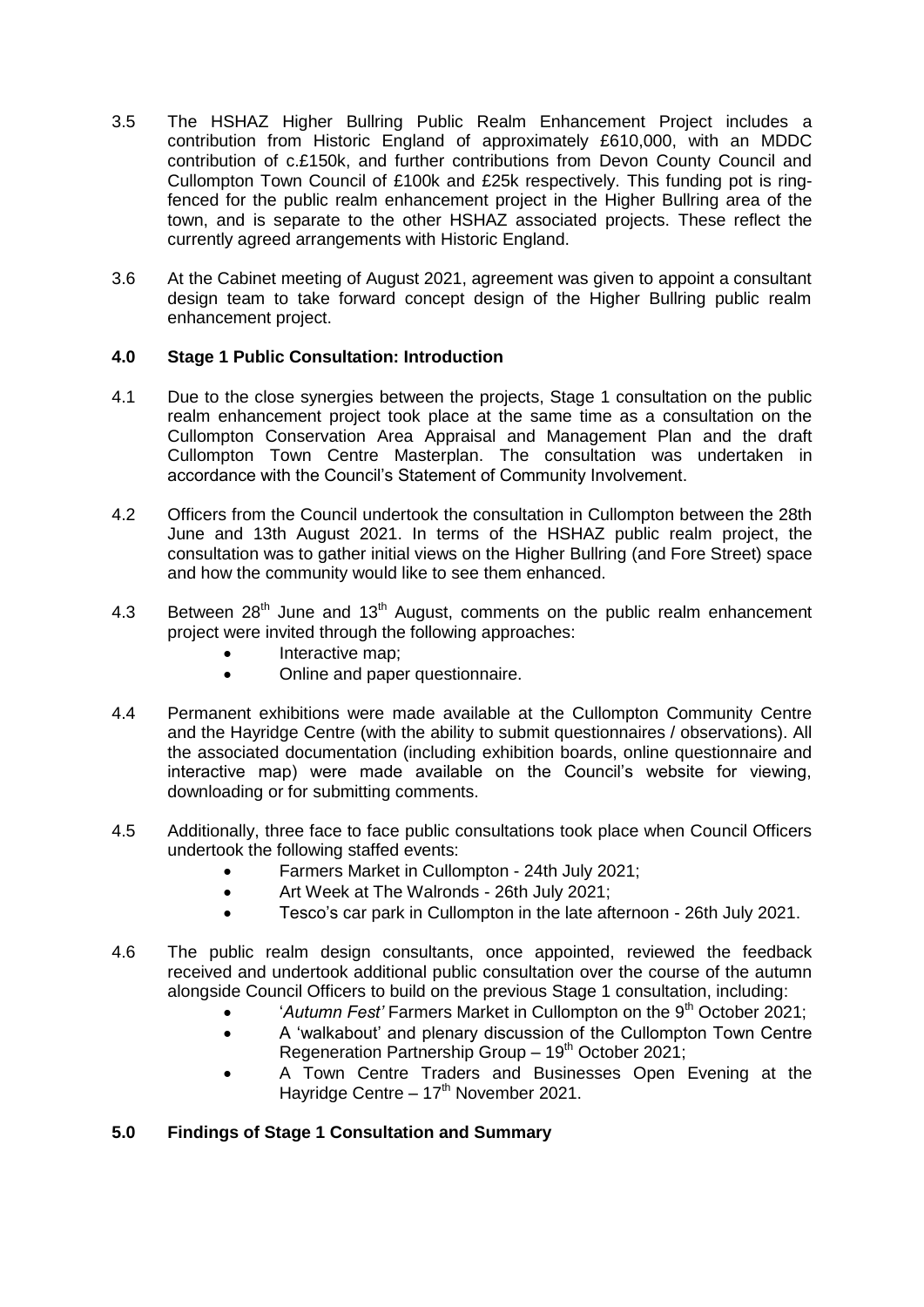3.5 The HSHAZ Higher Bullring Public Realm Enhancement Project includes a contribution from Historic England of approximately £610,000, with an MDDC contribution of c.£150k, and further contributions from Devon County Council and Cullompton Town Council of £100k and £25k respectively. This funding pot is ring-fenced for the public realm enhancement project in the Higher Bullring area of the town, and is separate to the other HSHAZ associated projects. These reflect the currently agreed arrangements with Historic England.

3.6 At the Cabinet meeting of August 2021, agreement was given to appoint a consultant design team to take forward concept design of the Higher Bullring public realm enhancement project.

## 4.0 Stage 1 Public Consultation: Introduction

4.1 Due to the close synergies between the projects, Stage 1 consultation on the public realm enhancement project took place at the same time as a consultation on the Cullompton Conservation Area Appraisal and Management Plan and the draft Cullompton Town Centre Masterplan. The consultation was undertaken in accordance with the Council's Statement of Community Involvement.

4.2 Officers from the Council undertook the consultation in Cullompton between the 28th June and 13th August 2021. In terms of the HSHAZ public realm project, the consultation was to gather initial views on the Higher Bullring (and Fore Street) space and how the community would like to see them enhanced.

4.3 Between 28th June and 13th August, comments on the public realm enhancement project were invited through the following approaches:

- Interactive map;
- Online and paper questionnaire.

4.4 Permanent exhibitions were made available at the Cullompton Community Centre and the Hayridge Centre (with the ability to submit questionnaires / observations). All the associated documentation (including exhibition boards, online questionnaire and interactive map) were made available on the Council's website for viewing, downloading or for submitting comments.

4.5 Additionally, three face to face public consultations took place when Council Officers undertook the following staffed events:

- Farmers Market in Cullompton - 24th July 2021;
- Art Week at The Walronds - 26th July 2021;
- Tesco's car park in Cullompton in the late afternoon - 26th July 2021.

4.6 The public realm design consultants, once appointed, reviewed the feedback received and undertook additional public consultation over the course of the autumn alongside Council Officers to build on the previous Stage 1 consultation, including:

- '*Autumn Fest'* Farmers Market in Cullompton on the 9th October 2021;
- A 'walkabout' and plenary discussion of the Cullompton Town Centre Regeneration Partnership Group – 19th October 2021;
- A Town Centre Traders and Businesses Open Evening at the Hayridge Centre – 17th November 2021.

## 5.0 Findings of Stage 1 Consultation and Summary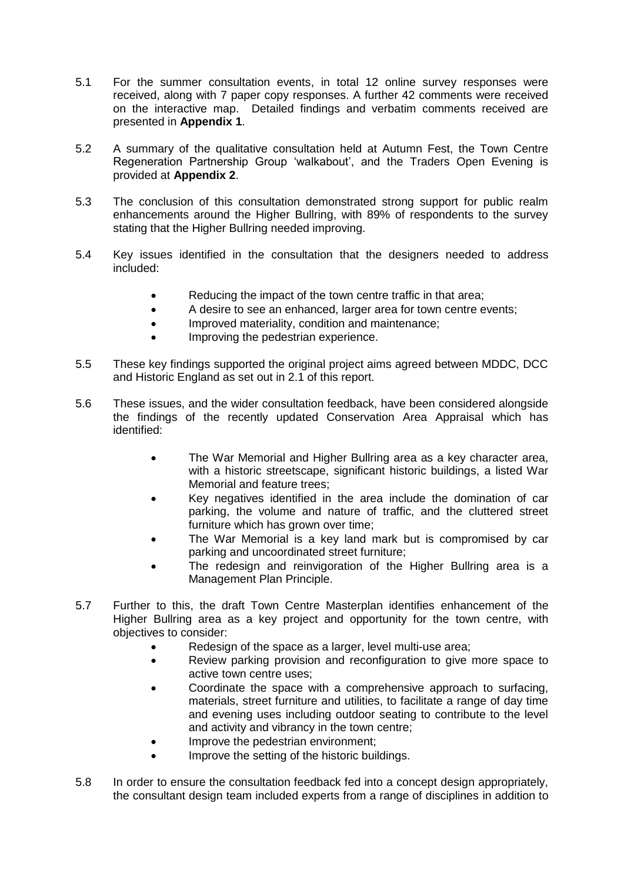5.1 For the summer consultation events, in total 12 online survey responses were received, along with 7 paper copy responses. A further 42 comments were received on the interactive map. Detailed findings and verbatim comments received are presented in **Appendix 1**.

5.2 A summary of the qualitative consultation held at Autumn Fest, the Town Centre Regeneration Partnership Group 'walkabout', and the Traders Open Evening is provided at **Appendix 2**.

5.3 The conclusion of this consultation demonstrated strong support for public realm enhancements around the Higher Bullring, with 89% of respondents to the survey stating that the Higher Bullring needed improving.

5.4 Key issues identified in the consultation that the designers needed to address included:

- Reducing the impact of the town centre traffic in that area;
- A desire to see an enhanced, larger area for town centre events;
- Improved materiality, condition and maintenance;
- Improving the pedestrian experience.

5.5 These key findings supported the original project aims agreed between MDDC, DCC and Historic England as set out in 2.1 of this report.

5.6 These issues, and the wider consultation feedback, have been considered alongside the findings of the recently updated Conservation Area Appraisal which has identified:

- The War Memorial and Higher Bullring area as a key character area, with a historic streetscape, significant historic buildings, a listed War Memorial and feature trees;
- Key negatives identified in the area include the domination of car parking, the volume and nature of traffic, and the cluttered street furniture which has grown over time;
- The War Memorial is a key land mark but is compromised by car parking and uncoordinated street furniture;
- The redesign and reinvigoration of the Higher Bullring area is a Management Plan Principle.

5.7 Further to this, the draft Town Centre Masterplan identifies enhancement of the Higher Bullring area as a key project and opportunity for the town centre, with objectives to consider:

- Redesign of the space as a larger, level multi-use area;
- Review parking provision and reconfiguration to give more space to active town centre uses;
- Coordinate the space with a comprehensive approach to surfacing, materials, street furniture and utilities, to facilitate a range of day time and evening uses including outdoor seating to contribute to the level and activity and vibrancy in the town centre;
- Improve the pedestrian environment;
- Improve the setting of the historic buildings.

5.8 In order to ensure the consultation feedback fed into a concept design appropriately, the consultant design team included experts from a range of disciplines in addition to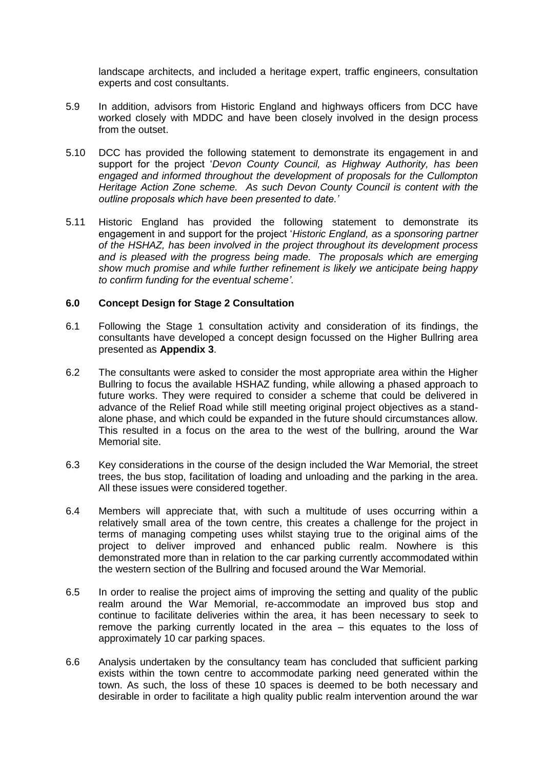landscape architects, and included a heritage expert, traffic engineers, consultation experts and cost consultants.

5.9 In addition, advisors from Historic England and highways officers from DCC have worked closely with MDDC and have been closely involved in the design process from the outset.

5.10 DCC has provided the following statement to demonstrate its engagement in and support for the project '*Devon County Council, as Highway Authority, has been engaged and informed throughout the development of proposals for the Cullompton Heritage Action Zone scheme. As such Devon County Council is content with the outline proposals which have been presented to date.*'

5.11 Historic England has provided the following statement to demonstrate its engagement in and support for the project '*Historic England, as a sponsoring partner of the HSHAZ, has been involved in the project throughout its development process and is pleased with the progress being made. The proposals which are emerging show much promise and while further refinement is likely we anticipate being happy to confirm funding for the eventual scheme*'.

## 6.0 Concept Design for Stage 2 Consultation

6.1 Following the Stage 1 consultation activity and consideration of its findings, the consultants have developed a concept design focussed on the Higher Bullring area presented as **Appendix 3**.

6.2 The consultants were asked to consider the most appropriate area within the Higher Bullring to focus the available HSHAZ funding, while allowing a phased approach to future works. They were required to consider a scheme that could be delivered in advance of the Relief Road while still meeting original project objectives as a stand-alone phase, and which could be expanded in the future should circumstances allow. This resulted in a focus on the area to the west of the bullring, around the War Memorial site.

6.3 Key considerations in the course of the design included the War Memorial, the street trees, the bus stop, facilitation of loading and unloading and the parking in the area. All these issues were considered together.

6.4 Members will appreciate that, with such a multitude of uses occurring within a relatively small area of the town centre, this creates a challenge for the project in terms of managing competing uses whilst staying true to the original aims of the project to deliver improved and enhanced public realm. Nowhere is this demonstrated more than in relation to the car parking currently accommodated within the western section of the Bullring and focused around the War Memorial.

6.5 In order to realise the project aims of improving the setting and quality of the public realm around the War Memorial, re-accommodate an improved bus stop and continue to facilitate deliveries within the area, it has been necessary to seek to remove the parking currently located in the area – this equates to the loss of approximately 10 car parking spaces.

6.6 Analysis undertaken by the consultancy team has concluded that sufficient parking exists within the town centre to accommodate parking need generated within the town. As such, the loss of these 10 spaces is deemed to be both necessary and desirable in order to facilitate a high quality public realm intervention around the war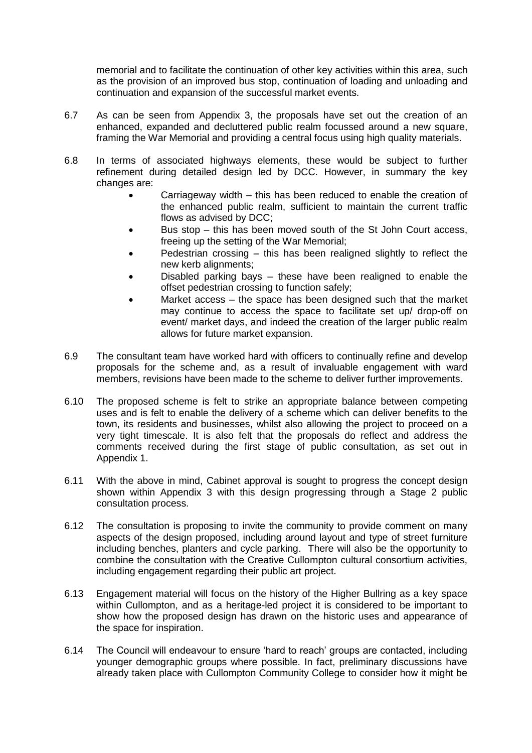memorial and to facilitate the continuation of other key activities within this area, such as the provision of an improved bus stop, continuation of loading and unloading and continuation and expansion of the successful market events.

6.7 As can be seen from Appendix 3, the proposals have set out the creation of an enhanced, expanded and decluttered public realm focussed around a new square, framing the War Memorial and providing a central focus using high quality materials.

6.8 In terms of associated highways elements, these would be subject to further refinement during detailed design led by DCC. However, in summary the key changes are:

- Carriageway width – this has been reduced to enable the creation of the enhanced public realm, sufficient to maintain the current traffic flows as advised by DCC;
- Bus stop – this has been moved south of the St John Court access, freeing up the setting of the War Memorial;
- Pedestrian crossing – this has been realigned slightly to reflect the new kerb alignments;
- Disabled parking bays – these have been realigned to enable the offset pedestrian crossing to function safely;
- Market access – the space has been designed such that the market may continue to access the space to facilitate set up/ drop-off on event/ market days, and indeed the creation of the larger public realm allows for future market expansion.

6.9 The consultant team have worked hard with officers to continually refine and develop proposals for the scheme and, as a result of invaluable engagement with ward members, revisions have been made to the scheme to deliver further improvements.

6.10 The proposed scheme is felt to strike an appropriate balance between competing uses and is felt to enable the delivery of a scheme which can deliver benefits to the town, its residents and businesses, whilst also allowing the project to proceed on a very tight timescale. It is also felt that the proposals do reflect and address the comments received during the first stage of public consultation, as set out in Appendix 1.

6.11 With the above in mind, Cabinet approval is sought to progress the concept design shown within Appendix 3 with this design progressing through a Stage 2 public consultation process.

6.12 The consultation is proposing to invite the community to provide comment on many aspects of the design proposed, including around layout and type of street furniture including benches, planters and cycle parking. There will also be the opportunity to combine the consultation with the Creative Cullompton cultural consortium activities, including engagement regarding their public art project.

6.13 Engagement material will focus on the history of the Higher Bullring as a key space within Cullompton, and as a heritage-led project it is considered to be important to show how the proposed design has drawn on the historic uses and appearance of the space for inspiration.

6.14 The Council will endeavour to ensure 'hard to reach' groups are contacted, including younger demographic groups where possible. In fact, preliminary discussions have already taken place with Cullompton Community College to consider how it might be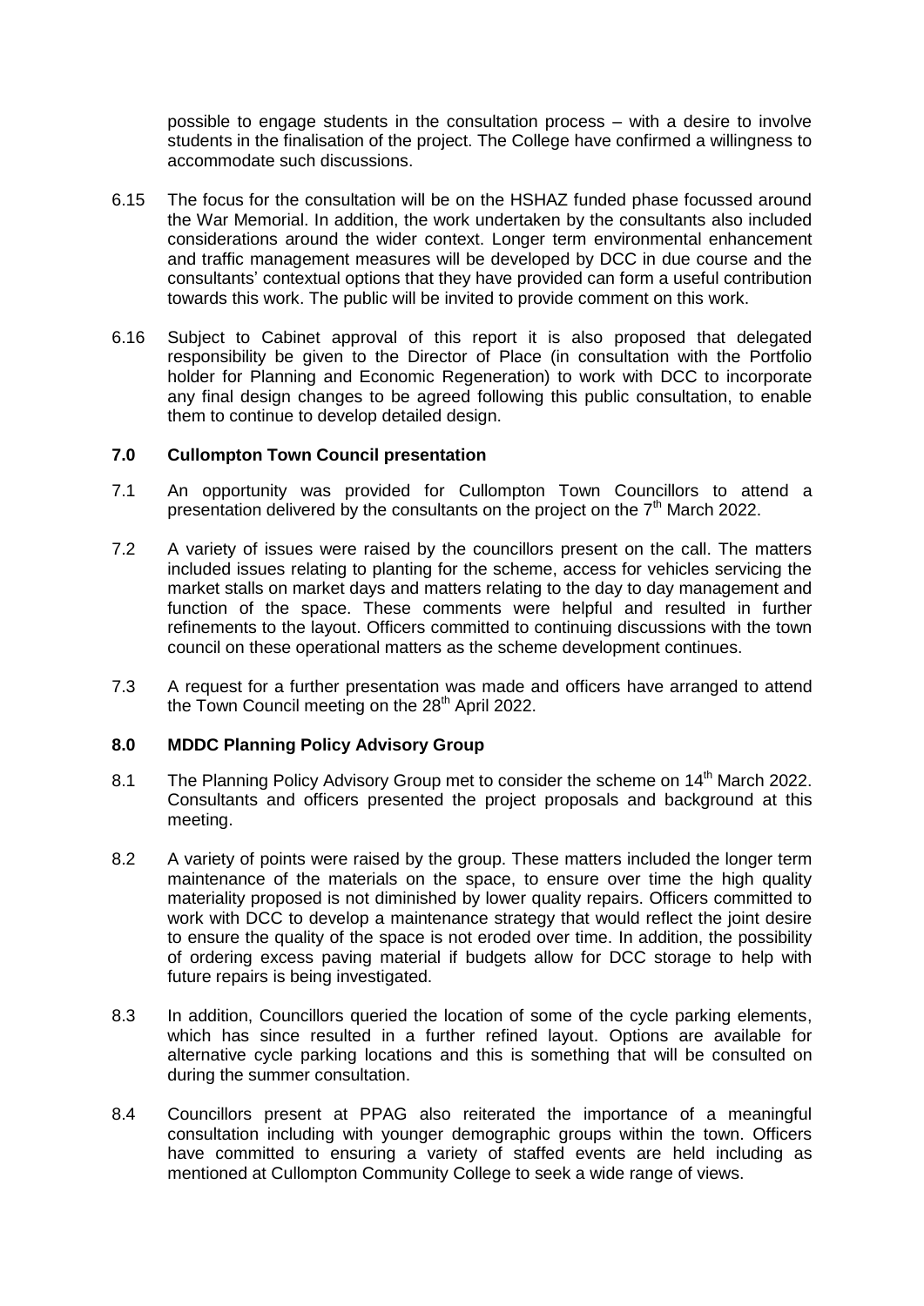possible to engage students in the consultation process – with a desire to involve students in the finalisation of the project. The College have confirmed a willingness to accommodate such discussions.

6.15 The focus for the consultation will be on the HSHAZ funded phase focussed around the War Memorial. In addition, the work undertaken by the consultants also included considerations around the wider context. Longer term environmental enhancement and traffic management measures will be developed by DCC in due course and the consultants' contextual options that they have provided can form a useful contribution towards this work. The public will be invited to provide comment on this work.

6.16 Subject to Cabinet approval of this report it is also proposed that delegated responsibility be given to the Director of Place (in consultation with the Portfolio holder for Planning and Economic Regeneration) to work with DCC to incorporate any final design changes to be agreed following this public consultation, to enable them to continue to develop detailed design.

## 7.0 Cullompton Town Council presentation

7.1 An opportunity was provided for Cullompton Town Councillors to attend a presentation delivered by the consultants on the project on the 7th March 2022.

7.2 A variety of issues were raised by the councillors present on the call. The matters included issues relating to planting for the scheme, access for vehicles servicing the market stalls on market days and matters relating to the day to day management and function of the space. These comments were helpful and resulted in further refinements to the layout. Officers committed to continuing discussions with the town council on these operational matters as the scheme development continues.

7.3 A request for a further presentation was made and officers have arranged to attend the Town Council meeting on the 28th April 2022.

## 8.0 MDDC Planning Policy Advisory Group

8.1 The Planning Policy Advisory Group met to consider the scheme on 14th March 2022. Consultants and officers presented the project proposals and background at this meeting.

8.2 A variety of points were raised by the group. These matters included the longer term maintenance of the materials on the space, to ensure over time the high quality materiality proposed is not diminished by lower quality repairs. Officers committed to work with DCC to develop a maintenance strategy that would reflect the joint desire to ensure the quality of the space is not eroded over time. In addition, the possibility of ordering excess paving material if budgets allow for DCC storage to help with future repairs is being investigated.

8.3 In addition, Councillors queried the location of some of the cycle parking elements, which has since resulted in a further refined layout. Options are available for alternative cycle parking locations and this is something that will be consulted on during the summer consultation.

8.4 Councillors present at PPAG also reiterated the importance of a meaningful consultation including with younger demographic groups within the town. Officers have committed to ensuring a variety of staffed events are held including as mentioned at Cullompton Community College to seek a wide range of views.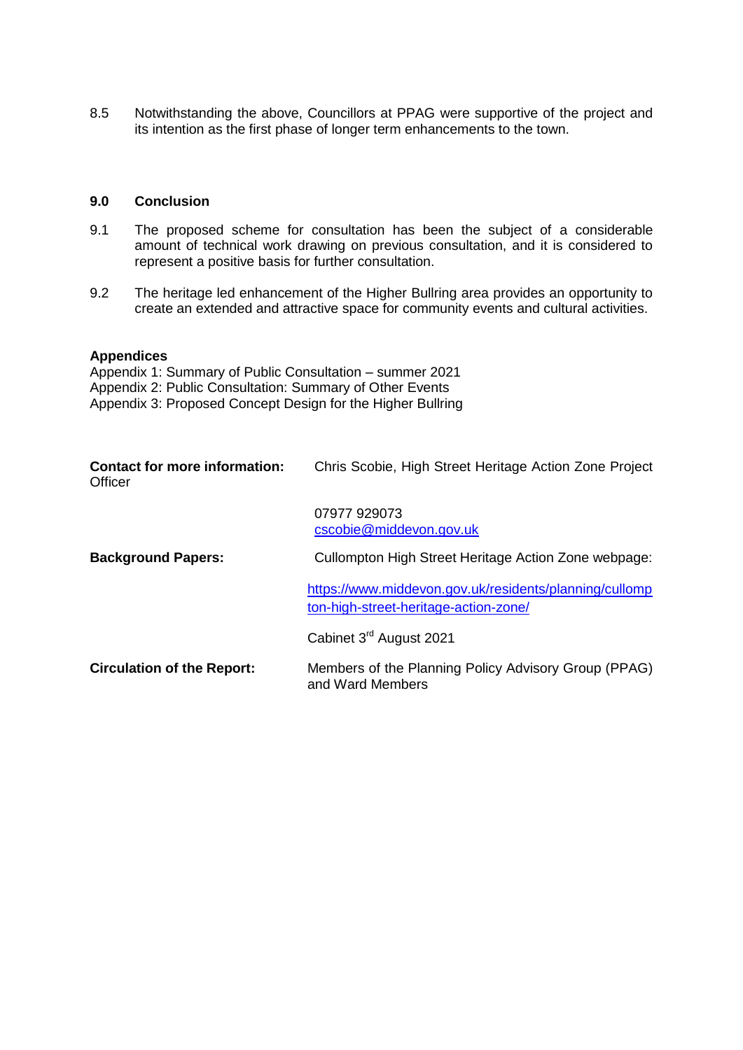8.5 Notwithstanding the above, Councillors at PPAG were supportive of the project and its intention as the first phase of longer term enhancements to the town.

## 9.0 Conclusion

9.1 The proposed scheme for consultation has been the subject of a considerable amount of technical work drawing on previous consultation, and it is considered to represent a positive basis for further consultation.

9.2 The heritage led enhancement of the Higher Bullring area provides an opportunity to create an extended and attractive space for community events and cultural activities.

**Appendices**

Appendix 1: Summary of Public Consultation – summer 2021
Appendix 2: Public Consultation: Summary of Other Events
Appendix 3: Proposed Concept Design for the Higher Bullring

| | |
|---|---|
| **Contact for more information:** | Chris Scobie, High Street Heritage Action Zone Project Officer |
| | 07977 929073<br>cscobie@middevon.gov.uk |
| **Background Papers:** | Cullompton High Street Heritage Action Zone webpage: |
| | https://www.middevon.gov.uk/residents/planning/cullompton-high-street-heritage-action-zone/ |
| | Cabinet 3rd August 2021 |
| **Circulation of the Report:** | Members of the Planning Policy Advisory Group (PPAG) and Ward Members |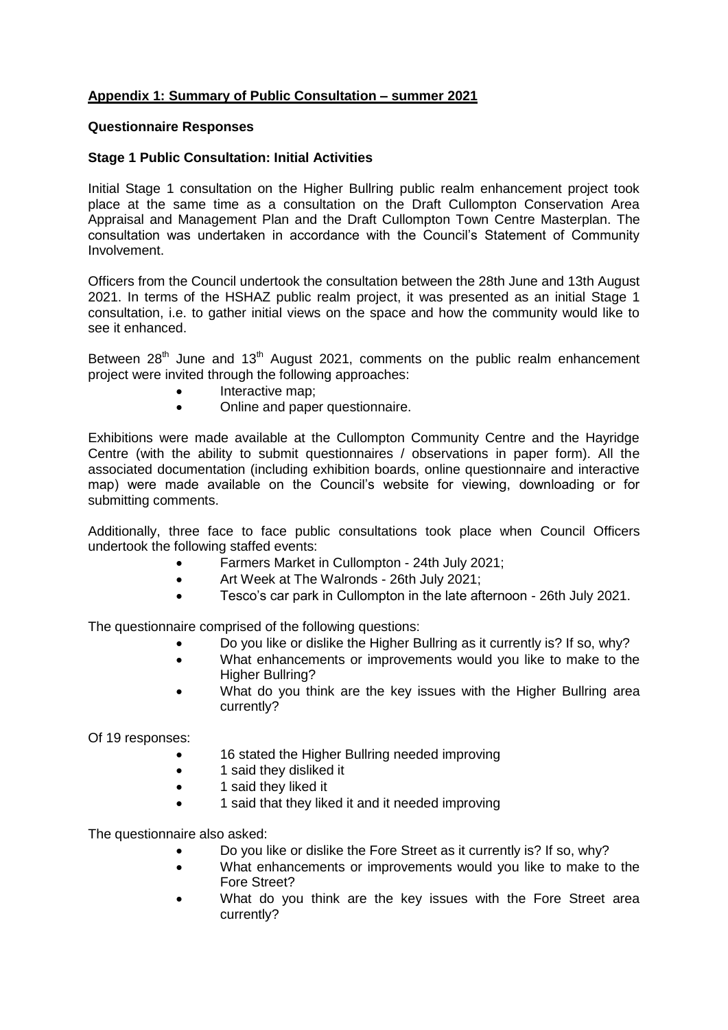## Appendix 1: Summary of Public Consultation – summer 2021

### Questionnaire Responses

### Stage 1 Public Consultation: Initial Activities

Initial Stage 1 consultation on the Higher Bullring public realm enhancement project took place at the same time as a consultation on the Draft Cullompton Conservation Area Appraisal and Management Plan and the Draft Cullompton Town Centre Masterplan. The consultation was undertaken in accordance with the Council's Statement of Community Involvement.

Officers from the Council undertook the consultation between the 28th June and 13th August 2021. In terms of the HSHAZ public realm project, it was presented as an initial Stage 1 consultation, i.e. to gather initial views on the space and how the community would like to see it enhanced.

Between 28th June and 13th August 2021, comments on the public realm enhancement project were invited through the following approaches:

- Interactive map;
- Online and paper questionnaire.

Exhibitions were made available at the Cullompton Community Centre and the Hayridge Centre (with the ability to submit questionnaires / observations in paper form). All the associated documentation (including exhibition boards, online questionnaire and interactive map) were made available on the Council's website for viewing, downloading or for submitting comments.

Additionally, three face to face public consultations took place when Council Officers undertook the following staffed events:

- Farmers Market in Cullompton - 24th July 2021;
- Art Week at The Walronds - 26th July 2021;
- Tesco's car park in Cullompton in the late afternoon - 26th July 2021.

The questionnaire comprised of the following questions:

- Do you like or dislike the Higher Bullring as it currently is? If so, why?
- What enhancements or improvements would you like to make to the Higher Bullring?
- What do you think are the key issues with the Higher Bullring area currently?

Of 19 responses:

- 16 stated the Higher Bullring needed improving
- 1 said they disliked it
- 1 said they liked it
- 1 said that they liked it and it needed improving

The questionnaire also asked:

- Do you like or dislike the Fore Street as it currently is? If so, why?
- What enhancements or improvements would you like to make to the Fore Street?
- What do you think are the key issues with the Fore Street area currently?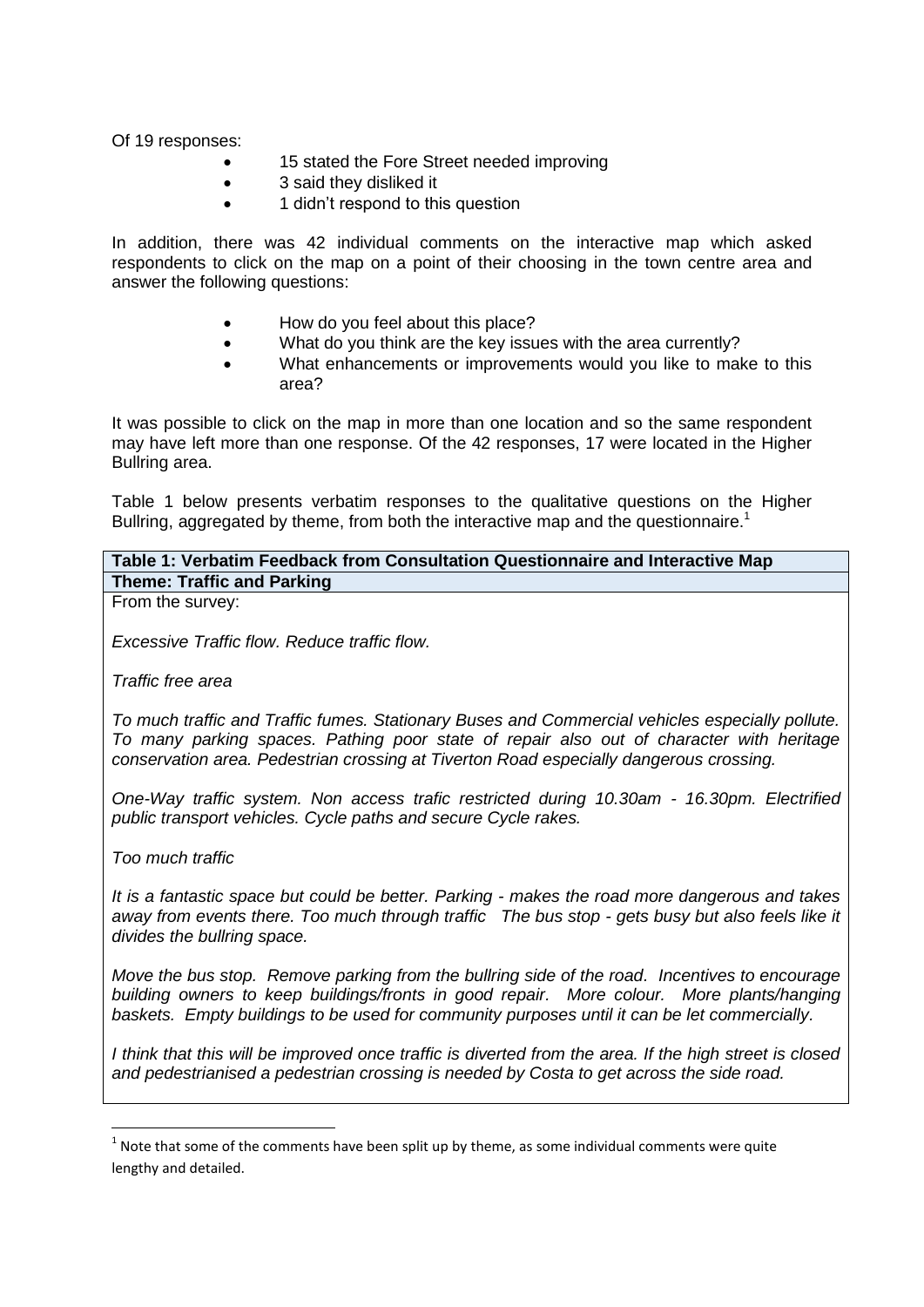Of 19 responses:

- 15 stated the Fore Street needed improving
- 3 said they disliked it
- 1 didn't respond to this question

In addition, there was 42 individual comments on the interactive map which asked respondents to click on the map on a point of their choosing in the town centre area and answer the following questions:

- How do you feel about this place?
- What do you think are the key issues with the area currently?
- What enhancements or improvements would you like to make to this area?

It was possible to click on the map in more than one location and so the same respondent may have left more than one response. Of the 42 responses, 17 were located in the Higher Bullring area.

Table 1 below presents verbatim responses to the qualitative questions on the Higher Bullring, aggregated by theme, from both the interactive map and the questionnaire.[1]

| **Table 1: Verbatim Feedback from Consultation Questionnaire and Interactive Map** |
|---|
| **Theme: Traffic and Parking** |
| From the survey:<br><br>*Excessive Traffic flow. Reduce traffic flow.*<br><br>*Traffic free area*<br><br>*To much traffic and Traffic fumes. Stationary Buses and Commercial vehicles especially pollute. To many parking spaces. Pathing poor state of repair also out of character with heritage conservation area. Pedestrian crossing at Tiverton Road especially dangerous crossing.*<br><br>*One-Way traffic system. Non access trafic restricted during 10.30am - 16.30pm. Electrified public transport vehicles. Cycle paths and secure Cycle rakes.*<br><br>*Too much traffic*<br><br>*It is a fantastic space but could be better. Parking - makes the road more dangerous and takes away from events there. Too much through traffic The bus stop - gets busy but also feels like it divides the bullring space.*<br><br>*Move the bus stop. Remove parking from the bullring side of the road. Incentives to encourage building owners to keep buildings/fronts in good repair. More colour. More plants/hanging baskets. Empty buildings to be used for community purposes until it can be let commercially.*<br><br>*I think that this will be improved once traffic is diverted from the area. If the high street is closed and pedestrianised a pedestrian crossing is needed by Costa to get across the side road.* |

[1] Note that some of the comments have been split up by theme, as some individual comments were quite lengthy and detailed.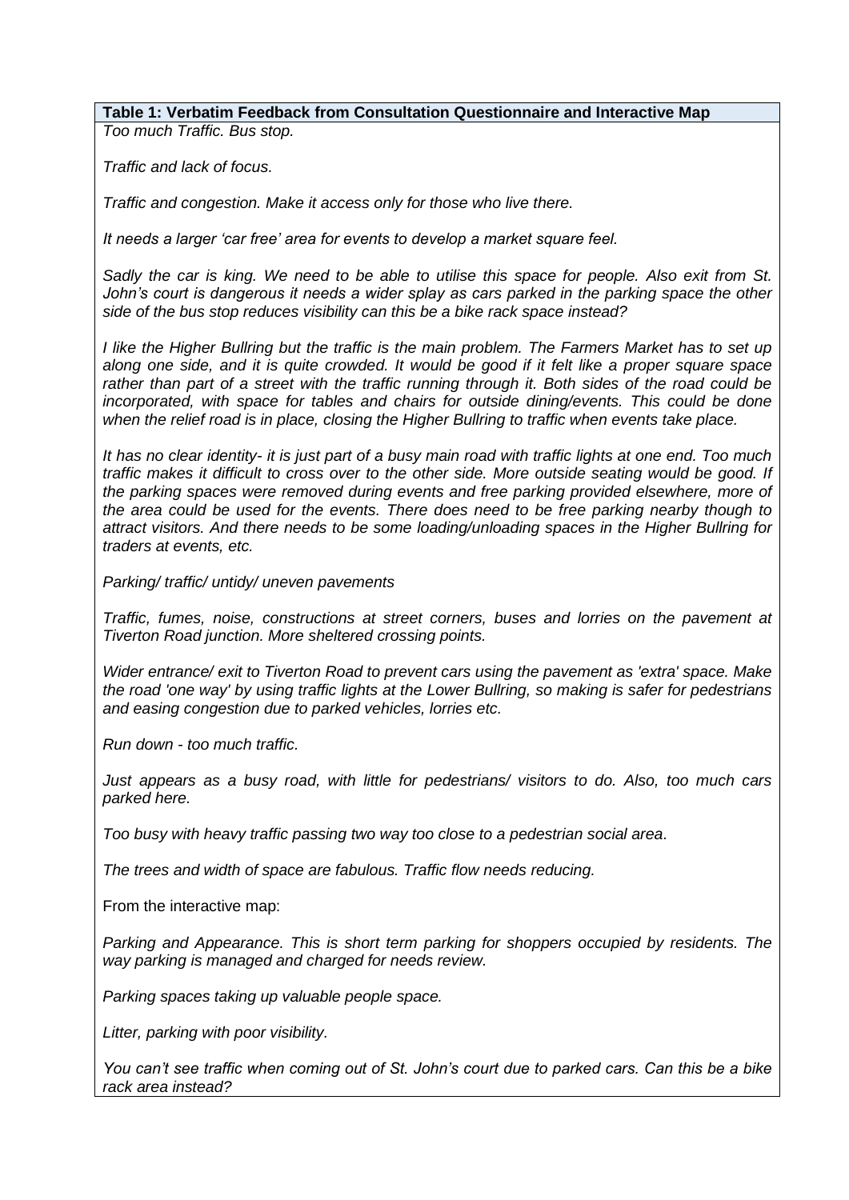**Table 1: Verbatim Feedback from Consultation Questionnaire and Interactive Map**

*Too much Traffic. Bus stop.*

*Traffic and lack of focus.*

*Traffic and congestion. Make it access only for those who live there.*

*It needs a larger 'car free' area for events to develop a market square feel.*

*Sadly the car is king. We need to be able to utilise this space for people. Also exit from St. John's court is dangerous it needs a wider splay as cars parked in the parking space the other side of the bus stop reduces visibility can this be a bike rack space instead?*

*I like the Higher Bullring but the traffic is the main problem. The Farmers Market has to set up along one side, and it is quite crowded. It would be good if it felt like a proper square space rather than part of a street with the traffic running through it. Both sides of the road could be incorporated, with space for tables and chairs for outside dining/events. This could be done when the relief road is in place, closing the Higher Bullring to traffic when events take place.*

*It has no clear identity- it is just part of a busy main road with traffic lights at one end. Too much traffic makes it difficult to cross over to the other side. More outside seating would be good. If the parking spaces were removed during events and free parking provided elsewhere, more of the area could be used for the events. There does need to be free parking nearby though to attract visitors. And there needs to be some loading/unloading spaces in the Higher Bullring for traders at events, etc.*

*Parking/ traffic/ untidy/ uneven pavements*

*Traffic, fumes, noise, constructions at street corners, buses and lorries on the pavement at Tiverton Road junction. More sheltered crossing points.*

*Wider entrance/ exit to Tiverton Road to prevent cars using the pavement as 'extra' space. Make the road 'one way' by using traffic lights at the Lower Bullring, so making is safer for pedestrians and easing congestion due to parked vehicles, lorries etc.*

*Run down - too much traffic.*

*Just appears as a busy road, with little for pedestrians/ visitors to do. Also, too much cars parked here.*

*Too busy with heavy traffic passing two way too close to a pedestrian social area.*

*The trees and width of space are fabulous. Traffic flow needs reducing.*

From the interactive map:

*Parking and Appearance. This is short term parking for shoppers occupied by residents. The way parking is managed and charged for needs review.*

*Parking spaces taking up valuable people space.*

*Litter, parking with poor visibility.*

*You can't see traffic when coming out of St. John's court due to parked cars. Can this be a bike rack area instead?*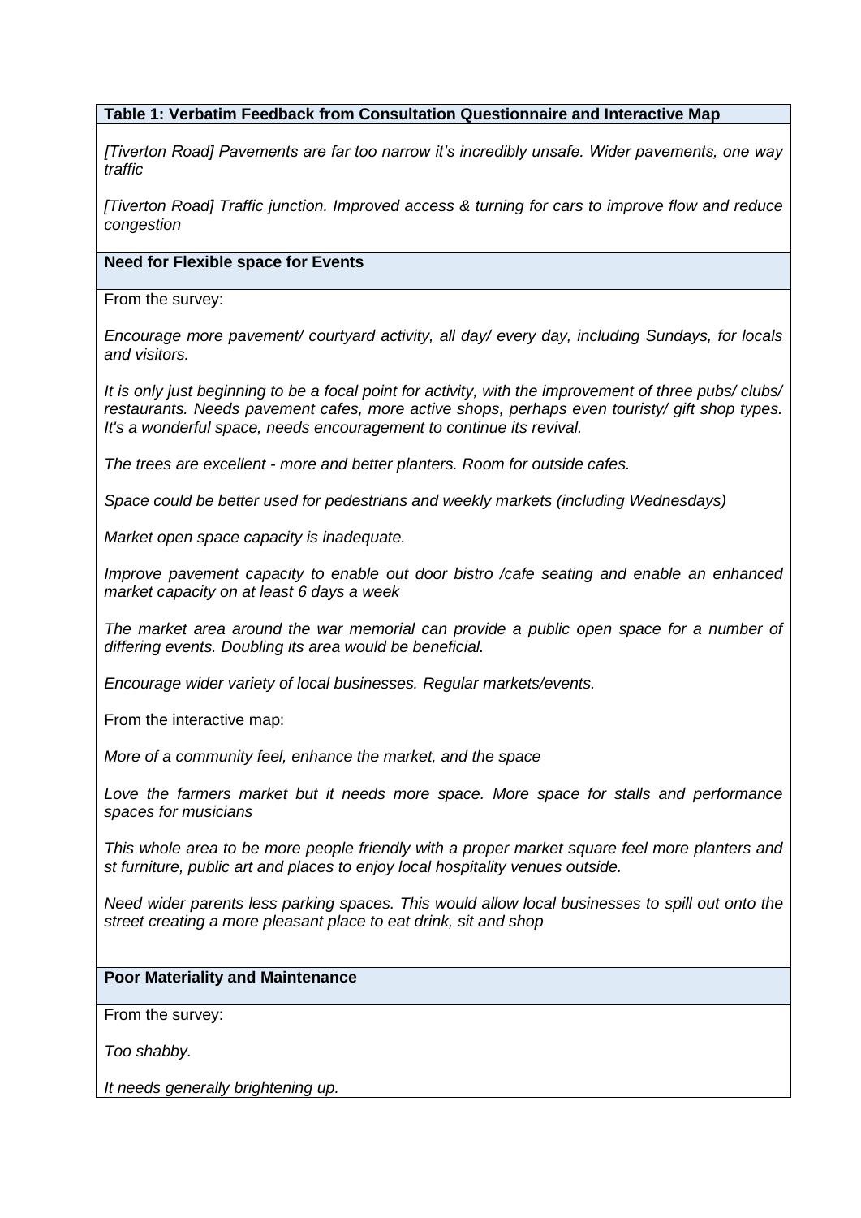**Table 1: Verbatim Feedback from Consultation Questionnaire and Interactive Map**

*[Tiverton Road] Pavements are far too narrow it's incredibly unsafe. Wider pavements, one way traffic*

*[Tiverton Road] Traffic junction. Improved access & turning for cars to improve flow and reduce congestion*

**Need for Flexible space for Events**

From the survey:

*Encourage more pavement/ courtyard activity, all day/ every day, including Sundays, for locals and visitors.*

*It is only just beginning to be a focal point for activity, with the improvement of three pubs/ clubs/ restaurants. Needs pavement cafes, more active shops, perhaps even touristy/ gift shop types. It's a wonderful space, needs encouragement to continue its revival.*

*The trees are excellent - more and better planters. Room for outside cafes.*

*Space could be better used for pedestrians and weekly markets (including Wednesdays)*

*Market open space capacity is inadequate.*

*Improve pavement capacity to enable out door bistro /cafe seating and enable an enhanced market capacity on at least 6 days a week*

*The market area around the war memorial can provide a public open space for a number of differing events. Doubling its area would be beneficial.*

*Encourage wider variety of local businesses. Regular markets/events.*

From the interactive map:

*More of a community feel, enhance the market, and the space*

*Love the farmers market but it needs more space. More space for stalls and performance spaces for musicians*

*This whole area to be more people friendly with a proper market square feel more planters and st furniture, public art and places to enjoy local hospitality venues outside.*

*Need wider parents less parking spaces. This would allow local businesses to spill out onto the street creating a more pleasant place to eat drink, sit and shop*

**Poor Materiality and Maintenance**

From the survey:

*Too shabby.*

*It needs generally brightening up.*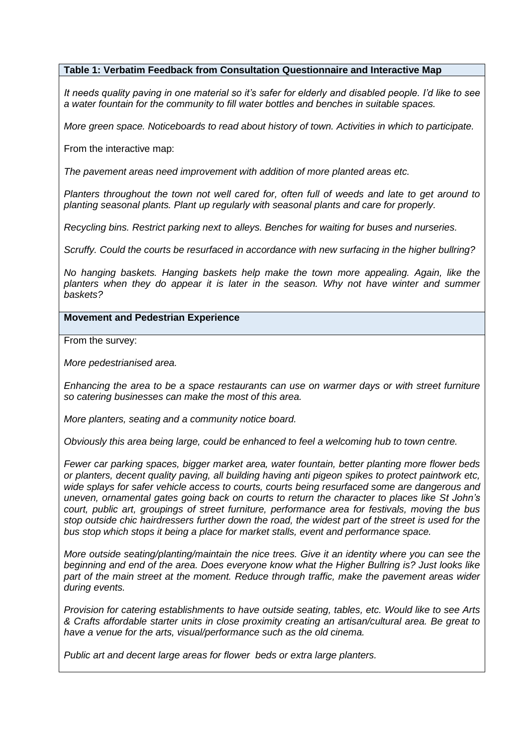**Table 1: Verbatim Feedback from Consultation Questionnaire and Interactive Map**

*It needs quality paving in one material so it's safer for elderly and disabled people. I'd like to see a water fountain for the community to fill water bottles and benches in suitable spaces.*

*More green space. Noticeboards to read about history of town. Activities in which to participate.*

From the interactive map:

*The pavement areas need improvement with addition of more planted areas etc.*

*Planters throughout the town not well cared for, often full of weeds and late to get around to planting seasonal plants. Plant up regularly with seasonal plants and care for properly.*

*Recycling bins. Restrict parking next to alleys. Benches for waiting for buses and nurseries.*

*Scruffy. Could the courts be resurfaced in accordance with new surfacing in the higher bullring?*

*No hanging baskets. Hanging baskets help make the town more appealing. Again, like the planters when they do appear it is later in the season. Why not have winter and summer baskets?*

**Movement and Pedestrian Experience**

From the survey:

*More pedestrianised area.*

*Enhancing the area to be a space restaurants can use on warmer days or with street furniture so catering businesses can make the most of this area.*

*More planters, seating and a community notice board.*

*Obviously this area being large, could be enhanced to feel a welcoming hub to town centre.*

*Fewer car parking spaces, bigger market area, water fountain, better planting more flower beds or planters, decent quality paving, all building having anti pigeon spikes to protect paintwork etc, wide splays for safer vehicle access to courts, courts being resurfaced some are dangerous and uneven, ornamental gates going back on courts to return the character to places like St John's court, public art, groupings of street furniture, performance area for festivals, moving the bus stop outside chic hairdressers further down the road, the widest part of the street is used for the bus stop which stops it being a place for market stalls, event and performance space.*

*More outside seating/planting/maintain the nice trees. Give it an identity where you can see the beginning and end of the area. Does everyone know what the Higher Bullring is? Just looks like part of the main street at the moment. Reduce through traffic, make the pavement areas wider during events.*

*Provision for catering establishments to have outside seating, tables, etc. Would like to see Arts & Crafts affordable starter units in close proximity creating an artisan/cultural area. Be great to have a venue for the arts, visual/performance such as the old cinema.*

*Public art and decent large areas for flower beds or extra large planters.*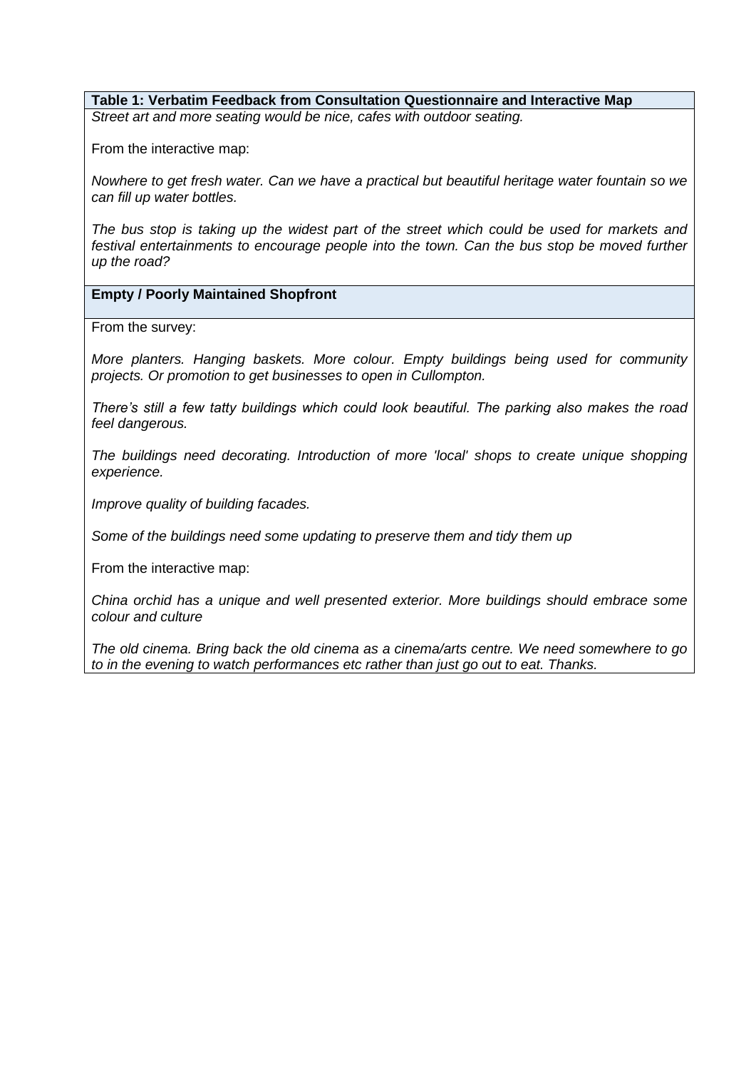| Table 1: Verbatim Feedback from Consultation Questionnaire and Interactive Map |
|---|
| *Street art and more seating would be nice, cafes with outdoor seating.*<br><br>From the interactive map:<br><br>*Nowhere to get fresh water. Can we have a practical but beautiful heritage water fountain so we can fill up water bottles.*<br><br>*The bus stop is taking up the widest part of the street which could be used for markets and festival entertainments to encourage people into the town. Can the bus stop be moved further up the road?* |
| **Empty / Poorly Maintained Shopfront** |
| From the survey:<br><br>*More planters. Hanging baskets. More colour. Empty buildings being used for community projects. Or promotion to get businesses to open in Cullompton.*<br><br>*There's still a few tatty buildings which could look beautiful. The parking also makes the road feel dangerous.*<br><br>*The buildings need decorating. Introduction of more 'local' shops to create unique shopping experience.*<br><br>*Improve quality of building facades.*<br><br>*Some of the buildings need some updating to preserve them and tidy them up*<br><br>From the interactive map:<br><br>*China orchid has a unique and well presented exterior. More buildings should embrace some colour and culture*<br><br>*The old cinema. Bring back the old cinema as a cinema/arts centre. We need somewhere to go to in the evening to watch performances etc rather than just go out to eat. Thanks.* |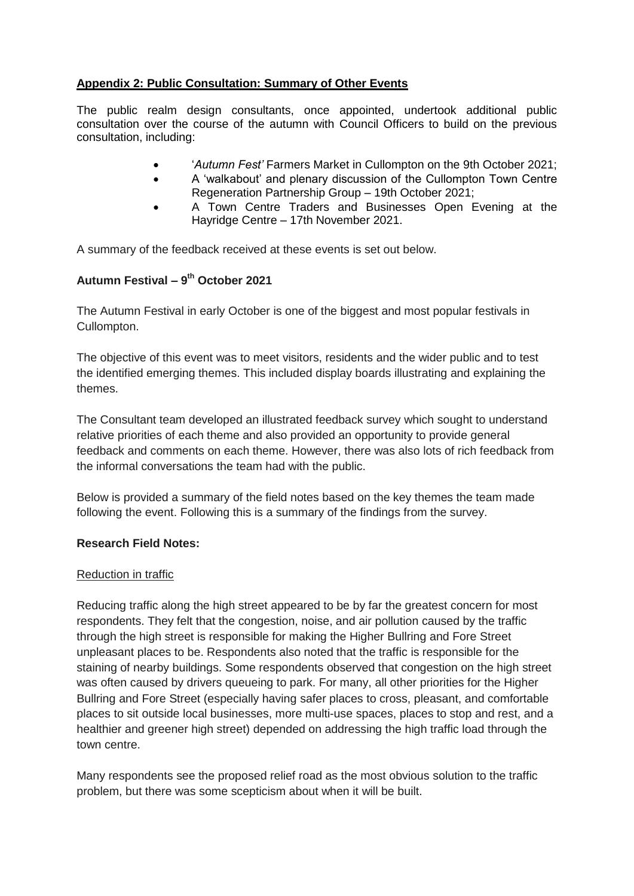## Appendix 2: Public Consultation: Summary of Other Events

The public realm design consultants, once appointed, undertook additional public consultation over the course of the autumn with Council Officers to build on the previous consultation, including:

- '*Autumn Fest'* Farmers Market in Cullompton on the 9th October 2021;
- A 'walkabout' and plenary discussion of the Cullompton Town Centre Regeneration Partnership Group – 19th October 2021;
- A Town Centre Traders and Businesses Open Evening at the Hayridge Centre – 17th November 2021.

A summary of the feedback received at these events is set out below.

### Autumn Festival – 9th October 2021

The Autumn Festival in early October is one of the biggest and most popular festivals in Cullompton.

The objective of this event was to meet visitors, residents and the wider public and to test the identified emerging themes. This included display boards illustrating and explaining the themes.

The Consultant team developed an illustrated feedback survey which sought to understand relative priorities of each theme and also provided an opportunity to provide general feedback and comments on each theme. However, there was also lots of rich feedback from the informal conversations the team had with the public.

Below is provided a summary of the field notes based on the key themes the team made following the event. Following this is a summary of the findings from the survey.

**Research Field Notes:**

Reduction in traffic

Reducing traffic along the high street appeared to be by far the greatest concern for most respondents. They felt that the congestion, noise, and air pollution caused by the traffic through the high street is responsible for making the Higher Bullring and Fore Street unpleasant places to be. Respondents also noted that the traffic is responsible for the staining of nearby buildings. Some respondents observed that congestion on the high street was often caused by drivers queueing to park. For many, all other priorities for the Higher Bullring and Fore Street (especially having safer places to cross, pleasant, and comfortable places to sit outside local businesses, more multi-use spaces, places to stop and rest, and a healthier and greener high street) depended on addressing the high traffic load through the town centre.

Many respondents see the proposed relief road as the most obvious solution to the traffic problem, but there was some scepticism about when it will be built.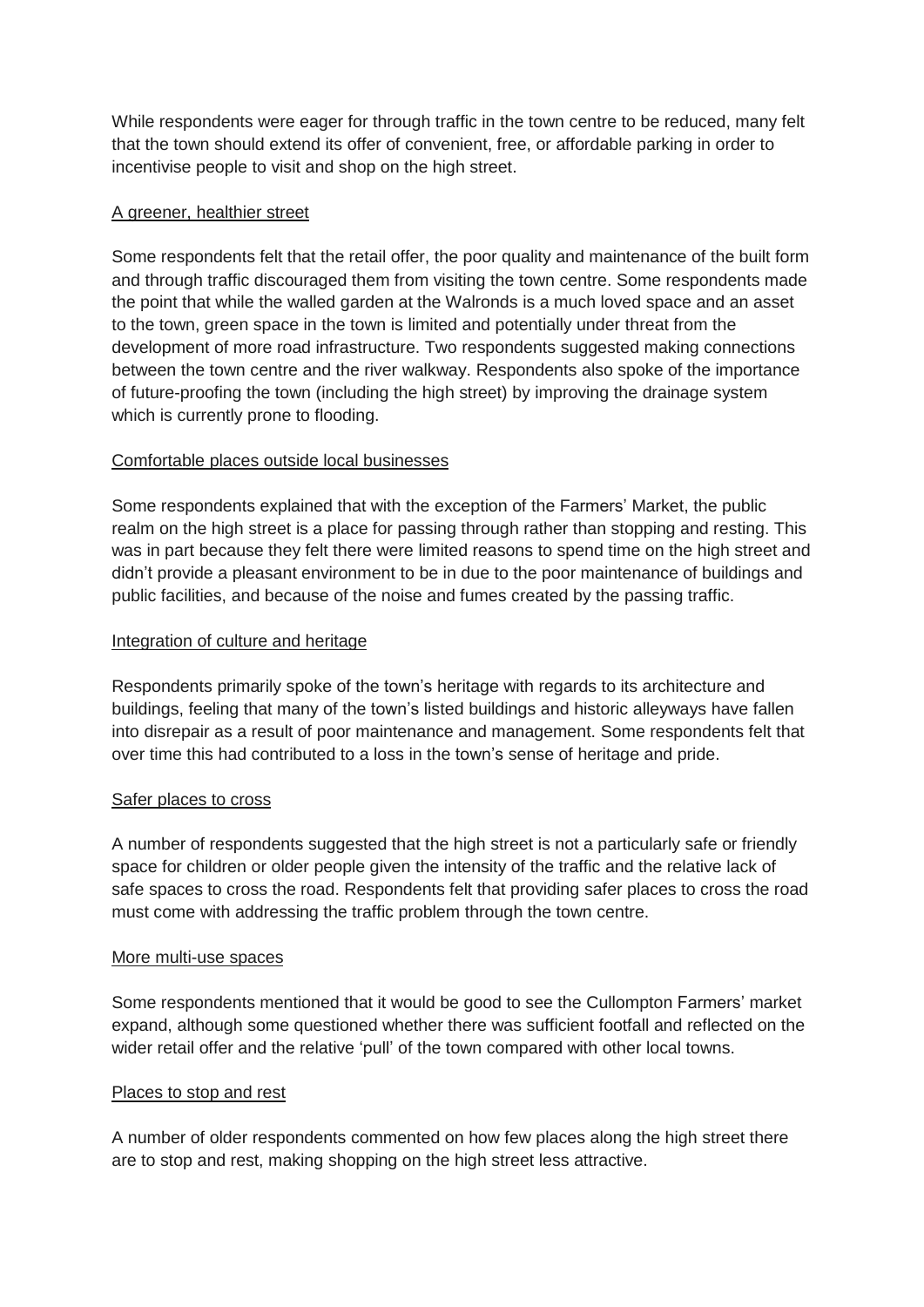While respondents were eager for through traffic in the town centre to be reduced, many felt that the town should extend its offer of convenient, free, or affordable parking in order to incentivise people to visit and shop on the high street.

### A greener, healthier street

Some respondents felt that the retail offer, the poor quality and maintenance of the built form and through traffic discouraged them from visiting the town centre. Some respondents made the point that while the walled garden at the Walronds is a much loved space and an asset to the town, green space in the town is limited and potentially under threat from the development of more road infrastructure. Two respondents suggested making connections between the town centre and the river walkway. Respondents also spoke of the importance of future-proofing the town (including the high street) by improving the drainage system which is currently prone to flooding.

### Comfortable places outside local businesses

Some respondents explained that with the exception of the Farmers' Market, the public realm on the high street is a place for passing through rather than stopping and resting. This was in part because they felt there were limited reasons to spend time on the high street and didn't provide a pleasant environment to be in due to the poor maintenance of buildings and public facilities, and because of the noise and fumes created by the passing traffic.

### Integration of culture and heritage

Respondents primarily spoke of the town's heritage with regards to its architecture and buildings, feeling that many of the town's listed buildings and historic alleyways have fallen into disrepair as a result of poor maintenance and management. Some respondents felt that over time this had contributed to a loss in the town's sense of heritage and pride.

### Safer places to cross

A number of respondents suggested that the high street is not a particularly safe or friendly space for children or older people given the intensity of the traffic and the relative lack of safe spaces to cross the road. Respondents felt that providing safer places to cross the road must come with addressing the traffic problem through the town centre.

### More multi-use spaces

Some respondents mentioned that it would be good to see the Cullompton Farmers' market expand, although some questioned whether there was sufficient footfall and reflected on the wider retail offer and the relative 'pull' of the town compared with other local towns.

### Places to stop and rest

A number of older respondents commented on how few places along the high street there are to stop and rest, making shopping on the high street less attractive.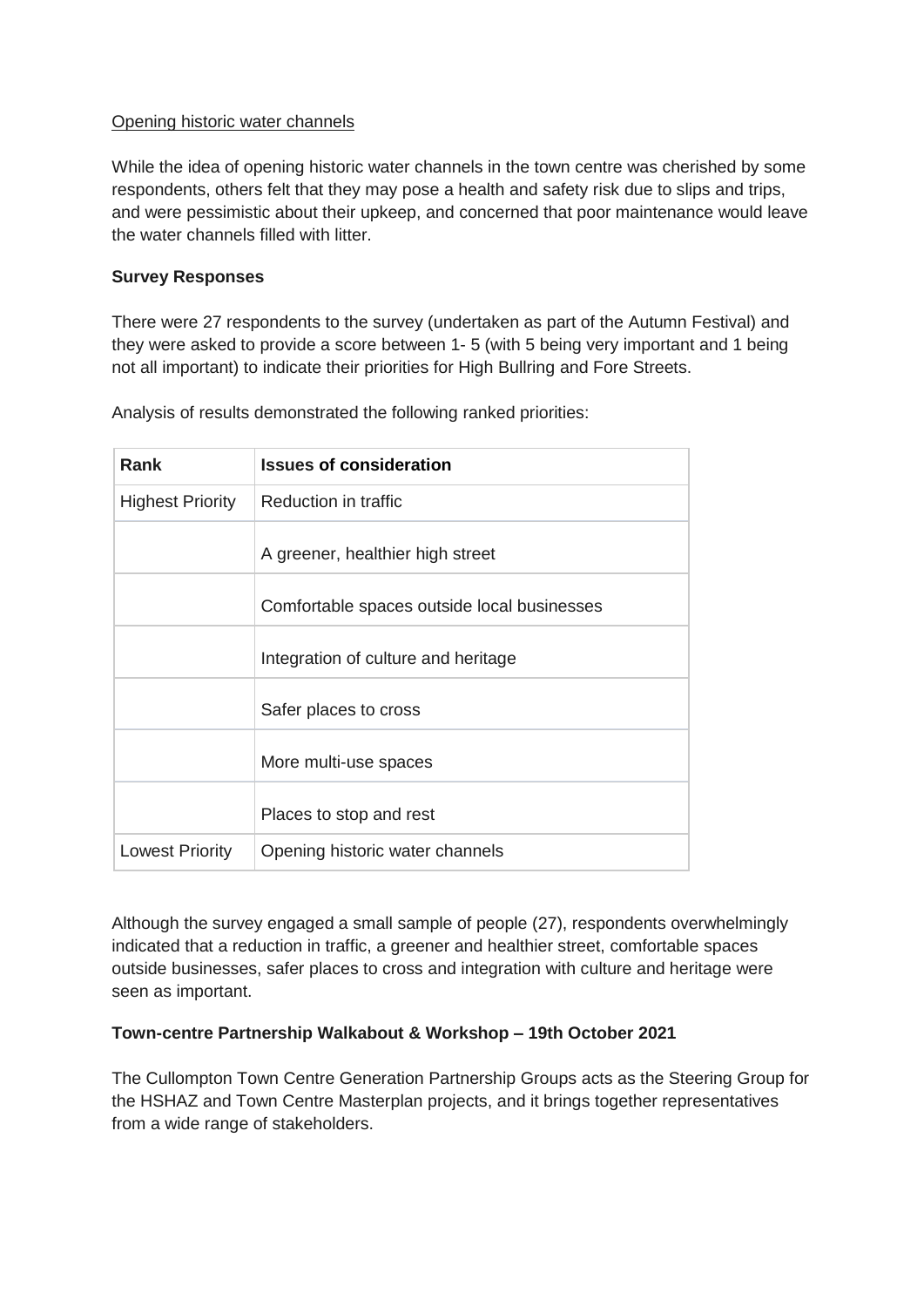<u>Opening historic water channels</u>

While the idea of opening historic water channels in the town centre was cherished by some respondents, others felt that they may pose a health and safety risk due to slips and trips, and were pessimistic about their upkeep, and concerned that poor maintenance would leave the water channels filled with litter.

**Survey Responses**

There were 27 respondents to the survey (undertaken as part of the Autumn Festival) and they were asked to provide a score between 1- 5 (with 5 being very important and 1 being not all important) to indicate their priorities for High Bullring and Fore Streets.

Analysis of results demonstrated the following ranked priorities:

| Rank | Issues of consideration |
|---|---|
| Highest Priority | Reduction in traffic |
| | A greener, healthier high street |
| | Comfortable spaces outside local businesses |
| | Integration of culture and heritage |
| | Safer places to cross |
| | More multi-use spaces |
| | Places to stop and rest |
| Lowest Priority | Opening historic water channels |

Although the survey engaged a small sample of people (27), respondents overwhelmingly indicated that a reduction in traffic, a greener and healthier street, comfortable spaces outside businesses, safer places to cross and integration with culture and heritage were seen as important.

**Town-centre Partnership Walkabout & Workshop – 19th October 2021**

The Cullompton Town Centre Generation Partnership Groups acts as the Steering Group for the HSHAZ and Town Centre Masterplan projects, and it brings together representatives from a wide range of stakeholders.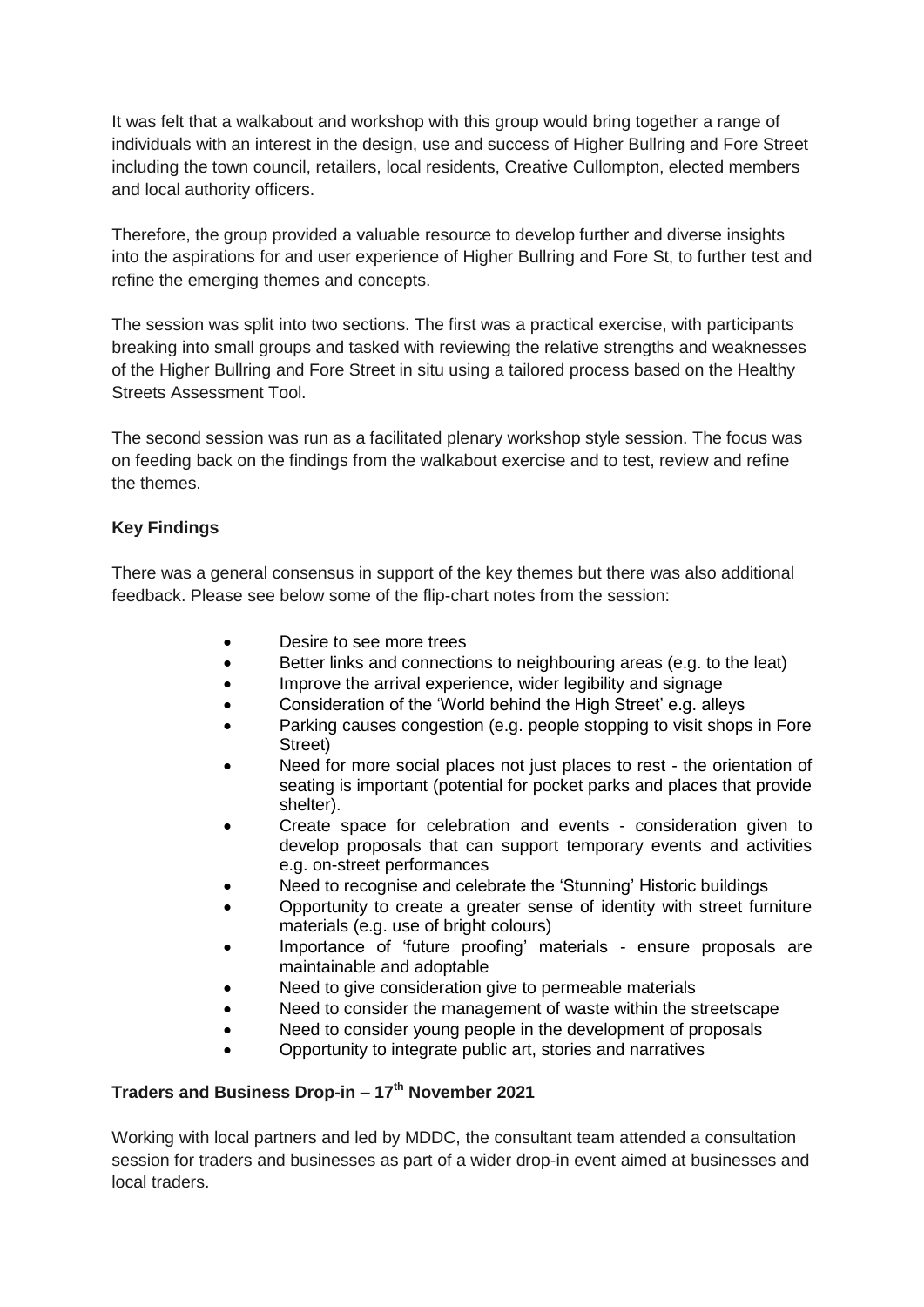It was felt that a walkabout and workshop with this group would bring together a range of individuals with an interest in the design, use and success of Higher Bullring and Fore Street including the town council, retailers, local residents, Creative Cullompton, elected members and local authority officers.

Therefore, the group provided a valuable resource to develop further and diverse insights into the aspirations for and user experience of Higher Bullring and Fore St, to further test and refine the emerging themes and concepts.

The session was split into two sections. The first was a practical exercise, with participants breaking into small groups and tasked with reviewing the relative strengths and weaknesses of the Higher Bullring and Fore Street in situ using a tailored process based on the Healthy Streets Assessment Tool.

The second session was run as a facilitated plenary workshop style session. The focus was on feeding back on the findings from the walkabout exercise and to test, review and refine the themes.

**Key Findings**

There was a general consensus in support of the key themes but there was also additional feedback. Please see below some of the flip-chart notes from the session:

- Desire to see more trees
- Better links and connections to neighbouring areas (e.g. to the leat)
- Improve the arrival experience, wider legibility and signage
- Consideration of the 'World behind the High Street' e.g. alleys
- Parking causes congestion (e.g. people stopping to visit shops in Fore Street)
- Need for more social places not just places to rest - the orientation of seating is important (potential for pocket parks and places that provide shelter).
- Create space for celebration and events - consideration given to develop proposals that can support temporary events and activities e.g. on-street performances
- Need to recognise and celebrate the 'Stunning' Historic buildings
- Opportunity to create a greater sense of identity with street furniture materials (e.g. use of bright colours)
- Importance of 'future proofing' materials - ensure proposals are maintainable and adoptable
- Need to give consideration give to permeable materials
- Need to consider the management of waste within the streetscape
- Need to consider young people in the development of proposals
- Opportunity to integrate public art, stories and narratives

**Traders and Business Drop-in – 17th November 2021**

Working with local partners and led by MDDC, the consultant team attended a consultation session for traders and businesses as part of a wider drop-in event aimed at businesses and local traders.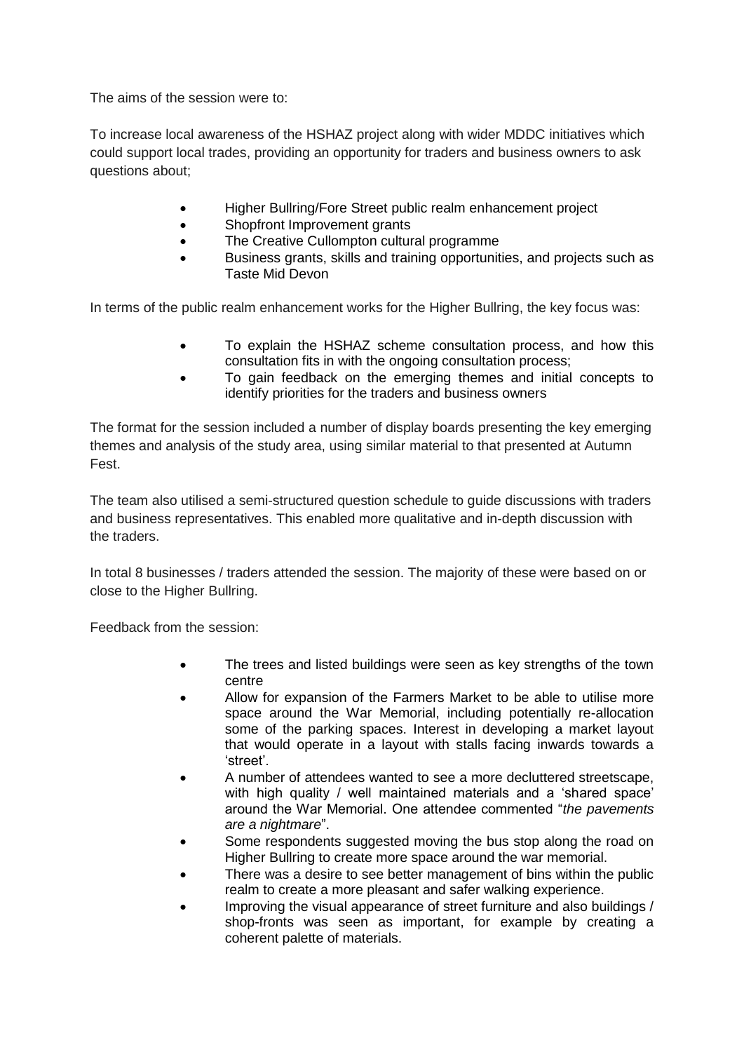The aims of the session were to:

To increase local awareness of the HSHAZ project along with wider MDDC initiatives which could support local trades, providing an opportunity for traders and business owners to ask questions about;

- Higher Bullring/Fore Street public realm enhancement project
- Shopfront Improvement grants
- The Creative Cullompton cultural programme
- Business grants, skills and training opportunities, and projects such as Taste Mid Devon

In terms of the public realm enhancement works for the Higher Bullring, the key focus was:

- To explain the HSHAZ scheme consultation process, and how this consultation fits in with the ongoing consultation process;
- To gain feedback on the emerging themes and initial concepts to identify priorities for the traders and business owners

The format for the session included a number of display boards presenting the key emerging themes and analysis of the study area, using similar material to that presented at Autumn Fest.

The team also utilised a semi-structured question schedule to guide discussions with traders and business representatives. This enabled more qualitative and in-depth discussion with the traders.

In total 8 businesses / traders attended the session. The majority of these were based on or close to the Higher Bullring.

Feedback from the session:

- The trees and listed buildings were seen as key strengths of the town centre
- Allow for expansion of the Farmers Market to be able to utilise more space around the War Memorial, including potentially re-allocation some of the parking spaces. Interest in developing a market layout that would operate in a layout with stalls facing inwards towards a 'street'.
- A number of attendees wanted to see a more decluttered streetscape, with high quality / well maintained materials and a 'shared space' around the War Memorial. One attendee commented "*the pavements are a nightmare*".
- Some respondents suggested moving the bus stop along the road on Higher Bullring to create more space around the war memorial.
- There was a desire to see better management of bins within the public realm to create a more pleasant and safer walking experience.
- Improving the visual appearance of street furniture and also buildings / shop-fronts was seen as important, for example by creating a coherent palette of materials.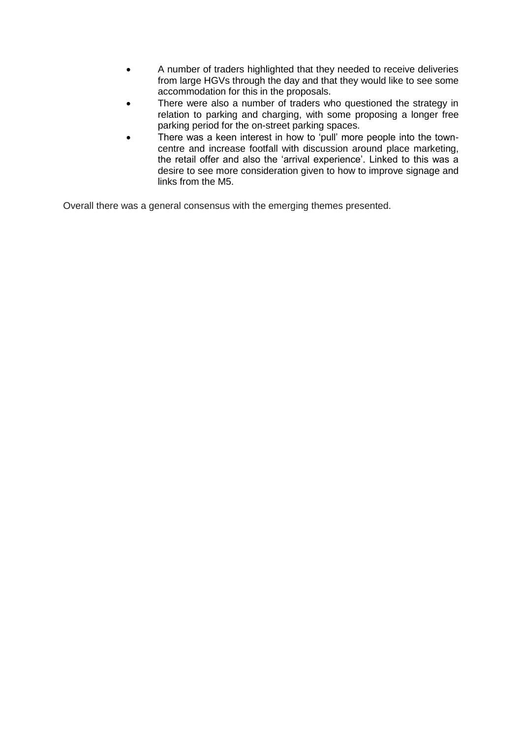- A number of traders highlighted that they needed to receive deliveries from large HGVs through the day and that they would like to see some accommodation for this in the proposals.
- There were also a number of traders who questioned the strategy in relation to parking and charging, with some proposing a longer free parking period for the on-street parking spaces.
- There was a keen interest in how to 'pull' more people into the town-centre and increase footfall with discussion around place marketing, the retail offer and also the 'arrival experience'. Linked to this was a desire to see more consideration given to how to improve signage and links from the M5.

Overall there was a general consensus with the emerging themes presented.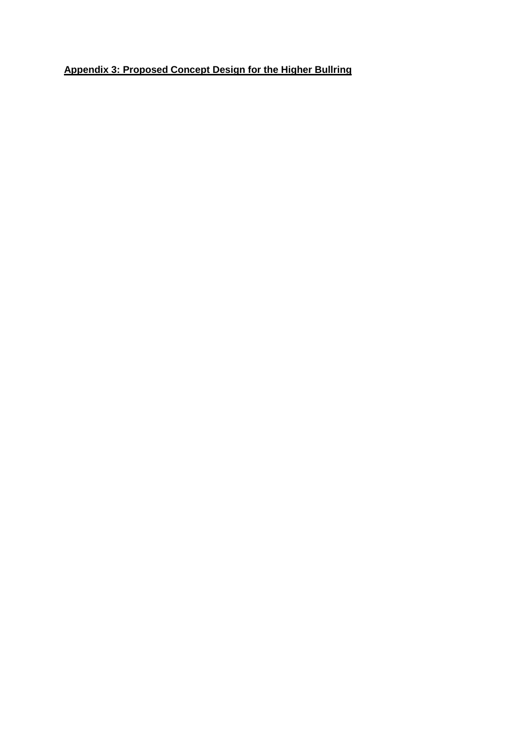**Appendix 3: Proposed Concept Design for the Higher Bullring**